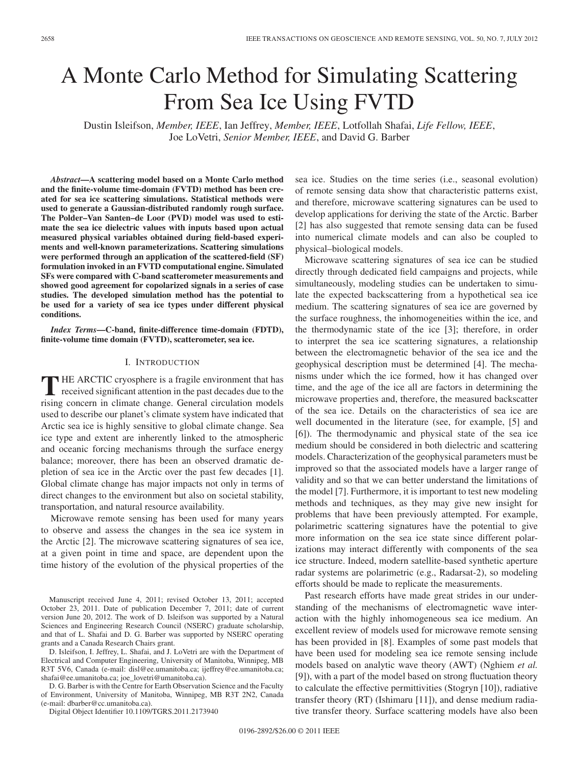# A Monte Carlo Method for Simulating Scattering From Sea Ice Using FVTD

Dustin Isleifson, *Member, IEEE*, Ian Jeffrey, *Member, IEEE*, Lotfollah Shafai, *Life Fellow, IEEE*, Joe LoVetri, *Senior Member, IEEE*, and David G. Barber

***Abstract*—A scattering model based on a Monte Carlo method and the finite-volume time-domain (FVTD) method has been created for sea ice scattering simulations. Statistical methods were used to generate a Gaussian-distributed randomly rough surface. The Polder–Van Santen–de Loor (PVD) model was used to estimate the sea ice dielectric values with inputs based upon actual measured physical variables obtained during field-based experiments and well-known parameterizations. Scattering simulations were performed through an application of the scattered-field (SF) formulation invoked in an FVTD computational engine. Simulated SFs were compared with C-band scatterometer measurements and showed good agreement for copolarized signals in a series of case studies. The developed simulation method has the potential to be used for a variety of sea ice types under different physical conditions.**

***Index Terms*—C-band, finite-difference time-domain (FDTD), finite-volume time domain (FVTD), scatterometer, sea ice.**

## I. Introduction

The ARCTIC cryosphere is a fragile environment that has received significant attention in the past decades due to the rising concern in climate change. General circulation models used to describe our planet's climate system have indicated that Arctic sea ice is highly sensitive to global climate change. Sea ice type and extent are inherently linked to the atmospheric and oceanic forcing mechanisms through the surface energy balance; moreover, there has been an observed dramatic depletion of sea ice in the Arctic over the past few decades [1]. Global climate change has major impacts not only in terms of direct changes to the environment but also on societal stability, transportation, and natural resource availability.

Microwave remote sensing has been used for many years to observe and assess the changes in the sea ice system in the Arctic [2]. The microwave scattering signatures of sea ice, at a given point in time and space, are dependent upon the time history of the evolution of the physical properties of the sea ice. Studies on the time series (i.e., seasonal evolution) of remote sensing data show that characteristic patterns exist, and therefore, microwave scattering signatures can be used to develop applications for deriving the state of the Arctic. Barber [2] has also suggested that remote sensing data can be fused into numerical climate models and can also be coupled to physical–biological models.

Microwave scattering signatures of sea ice can be studied directly through dedicated field campaigns and projects, while simultaneously, modeling studies can be undertaken to simulate the expected backscattering from a hypothetical sea ice medium. The scattering signatures of sea ice are governed by the surface roughness, the inhomogeneities within the ice, and the thermodynamic state of the ice [3]; therefore, in order to interpret the sea ice scattering signatures, a relationship between the electromagnetic behavior of the sea ice and the geophysical description must be determined [4]. The mechanisms under which the ice formed, how it has changed over time, and the age of the ice all are factors in determining the microwave properties and, therefore, the measured backscatter of the sea ice. Details on the characteristics of sea ice are well documented in the literature (see, for example, [5] and [6]). The thermodynamic and physical state of the sea ice medium should be considered in both dielectric and scattering models. Characterization of the geophysical parameters must be improved so that the associated models have a larger range of validity and so that we can better understand the limitations of the model [7]. Furthermore, it is important to test new modeling methods and techniques, as they may give new insight for problems that have been previously attempted. For example, polarimetric scattering signatures have the potential to give more information on the sea ice state since different polarizations may interact differently with components of the sea ice structure. Indeed, modern satellite-based synthetic aperture radar systems are polarimetric (e.g., Radarsat-2), so modeling efforts should be made to replicate the measurements.

Past research efforts have made great strides in our understanding of the mechanisms of electromagnetic wave interaction with the highly inhomogeneous sea ice medium. An excellent review of models used for microwave remote sensing has been provided in [8]. Examples of some past models that have been used for modeling sea ice remote sensing include models based on analytic wave theory (AWT) (Nghiem *et al.* [9]), with a part of the model based on strong fluctuation theory to calculate the effective permittivities (Stogryn [10]), radiative transfer theory (RT) (Ishimaru [11]), and dense medium radiative transfer theory. Surface scattering models have also been

Manuscript received June 4, 2011; revised October 13, 2011; accepted October 23, 2011. Date of publication December 7, 2011; date of current version June 20, 2012. The work of D. Isleifson was supported by a Natural Sciences and Engineering Research Council (NSERC) graduate scholarship, and that of L. Shafai and D. G. Barber was supported by NSERC operating grants and a Canada Research Chairs grant.

D. Isleifson, I. Jeffrey, L. Shafai, and J. LoVetri are with the Department of Electrical and Computer Engineering, University of Manitoba, Winnipeg, MB R3T 5V6, Canada (e-mail: disl@ee.umanitoba.ca; ijeffrey@ee.umanitoba.ca; shafai@ee.umanitoba.ca; joe_lovetri@umanitoba.ca).

D. G. Barber is with the Centre for Earth Observation Science and the Faculty of Environment, University of Manitoba, Winnipeg, MB R3T 2N2, Canada (e-mail: dbarber@cc.umanitoba.ca).

Digital Object Identifier 10.1109/TGRS.2011.2173940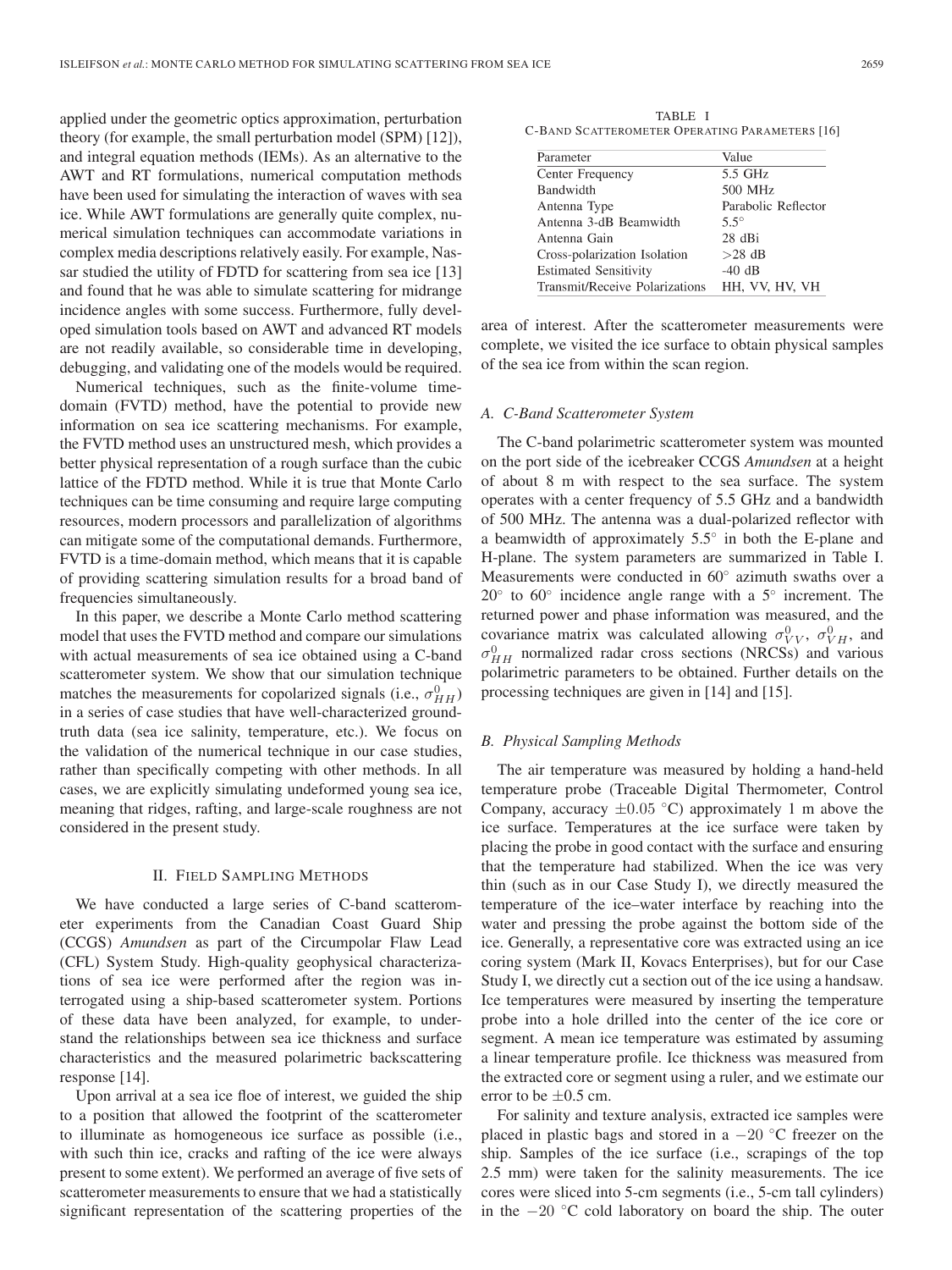applied under the geometric optics approximation, perturbation theory (for example, the small perturbation model (SPM) [12]), and integral equation methods (IEMs). As an alternative to the AWT and RT formulations, numerical computation methods have been used for simulating the interaction of waves with sea ice. While AWT formulations are generally quite complex, numerical simulation techniques can accommodate variations in complex media descriptions relatively easily. For example, Nassar studied the utility of FDTD for scattering from sea ice [13] and found that he was able to simulate scattering for midrange incidence angles with some success. Furthermore, fully developed simulation tools based on AWT and advanced RT models are not readily available, so considerable time in developing, debugging, and validating one of the models would be required.

Numerical techniques, such as the finite-volume time-domain (FVTD) method, have the potential to provide new information on sea ice scattering mechanisms. For example, the FVTD method uses an unstructured mesh, which provides a better physical representation of a rough surface than the cubic lattice of the FDTD method. While it is true that Monte Carlo techniques can be time consuming and require large computing resources, modern processors and parallelization of algorithms can mitigate some of the computational demands. Furthermore, FVTD is a time-domain method, which means that it is capable of providing scattering simulation results for a broad band of frequencies simultaneously.

In this paper, we describe a Monte Carlo method scattering model that uses the FVTD method and compare our simulations with actual measurements of sea ice obtained using a C-band scatterometer system. We show that our simulation technique matches the measurements for copolarized signals (i.e., $\sigma^0_{HH}$) in a series of case studies that have well-characterized ground-truth data (sea ice salinity, temperature, etc.). We focus on the validation of the numerical technique in our case studies, rather than specifically competing with other methods. In all cases, we are explicitly simulating undeformed young sea ice, meaning that ridges, rafting, and large-scale roughness are not considered in the present study.

## II. Field Sampling Methods

We have conducted a large series of C-band scatterometer experiments from the Canadian Coast Guard Ship (CCGS) *Amundsen* as part of the Circumpolar Flaw Lead (CFL) System Study. High-quality geophysical characterizations of sea ice were performed after the region was interrogated using a ship-based scatterometer system. Portions of these data have been analyzed, for example, to understand the relationships between sea ice thickness and surface characteristics and the measured polarimetric backscattering response [14].

Upon arrival at a sea ice floe of interest, we guided the ship to a position that allowed the footprint of the scatterometer to illuminate as homogeneous ice surface as possible (i.e., with such thin ice, cracks and rafting of the ice were always present to some extent). We performed an average of five sets of scatterometer measurements to ensure that we had a statistically significant representation of the scattering properties of the area of interest. After the scatterometer measurements were complete, we visited the ice surface to obtain physical samples of the sea ice from within the scan region.

TABLE I
C-Band Scatterometer Operating Parameters [16]

| Parameter | Value |
|---|---|
| Center Frequency | 5.5 GHz |
| Bandwidth | 500 MHz |
| Antenna Type | Parabolic Reflector |
| Antenna 3-dB Beamwidth | 5.5° |
| Antenna Gain | 28 dBi |
| Cross-polarization Isolation | >28 dB |
| Estimated Sensitivity | -40 dB |
| Transmit/Receive Polarizations | HH, VV, HV, VH |

### A. C-Band Scatterometer System

The C-band polarimetric scatterometer system was mounted on the port side of the icebreaker CCGS *Amundsen* at a height of about 8 m with respect to the sea surface. The system operates with a center frequency of 5.5 GHz and a bandwidth of 500 MHz. The antenna was a dual-polarized reflector with a beamwidth of approximately 5.5° in both the E-plane and H-plane. The system parameters are summarized in Table I. Measurements were conducted in 60° azimuth swaths over a 20° to 60° incidence angle range with a 5° increment. The returned power and phase information was measured, and the covariance matrix was calculated allowing $\sigma^0_{VV}$, $\sigma^0_{VH}$, and $\sigma^0_{HH}$ normalized radar cross sections (NRCSs) and various polarimetric parameters to be obtained. Further details on the processing techniques are given in [14] and [15].

### B. Physical Sampling Methods

The air temperature was measured by holding a hand-held temperature probe (Traceable Digital Thermometer, Control Company, accuracy $\pm 0.05$ °C) approximately 1 m above the ice surface. Temperatures at the ice surface were taken by placing the probe in good contact with the surface and ensuring that the temperature had stabilized. When the ice was very thin (such as in our Case Study I), we directly measured the temperature of the ice–water interface by reaching into the water and pressing the probe against the bottom side of the ice. Generally, a representative core was extracted using an ice coring system (Mark II, Kovacs Enterprises), but for our Case Study I, we directly cut a section out of the ice using a handsaw. Ice temperatures were measured by inserting the temperature probe into a hole drilled into the center of the ice core or segment. A mean ice temperature was estimated by assuming a linear temperature profile. Ice thickness was measured from the extracted core or segment using a ruler, and we estimate our error to be $\pm 0.5$ cm.

For salinity and texture analysis, extracted ice samples were placed in plastic bags and stored in a $-20$ °C freezer on the ship. Samples of the ice surface (i.e., scrapings of the top 2.5 mm) were taken for the salinity measurements. The ice cores were sliced into 5-cm segments (i.e., 5-cm tall cylinders) in the $-20$ °C cold laboratory on board the ship. The outer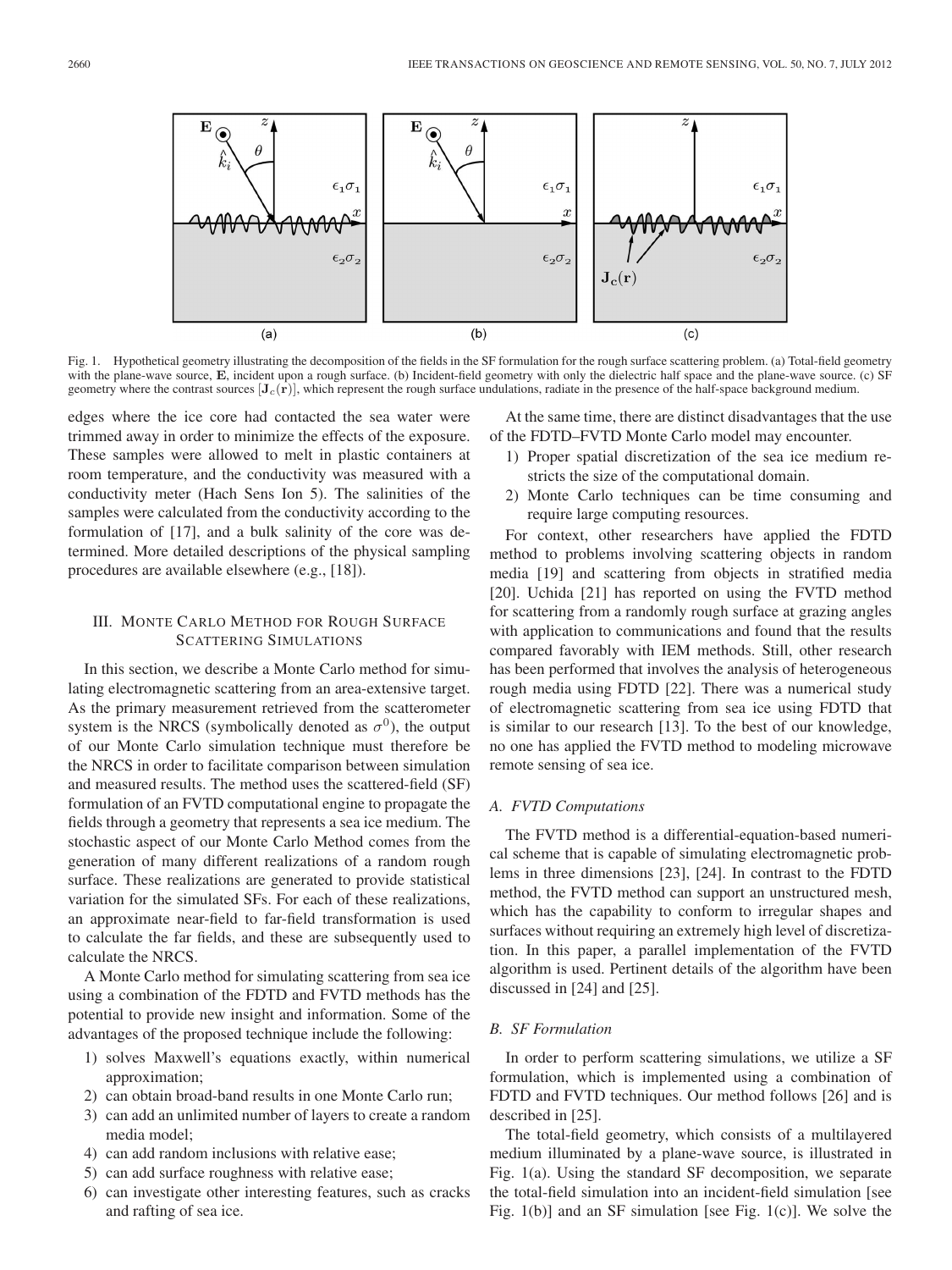Fig. 1. Hypothetical geometry illustrating the decomposition of the fields in the SF formulation for the rough surface scattering problem. (a) Total-field geometry with the plane-wave source, $\mathbf{E}$, incident upon a rough surface. (b) Incident-field geometry with only the dielectric half space and the plane-wave source. (c) SF geometry where the contrast sources $[\mathbf{J}_c(\mathbf{r})]$, which represent the rough surface undulations, radiate in the presence of the half-space background medium.

edges where the ice core had contacted the sea water were trimmed away in order to minimize the effects of the exposure. These samples were allowed to melt in plastic containers at room temperature, and the conductivity was measured with a conductivity meter (Hach Sens Ion 5). The salinities of the samples were calculated from the conductivity according to the formulation of [17], and a bulk salinity of the core was determined. More detailed descriptions of the physical sampling procedures are available elsewhere (e.g., [18]).

## III. Monte Carlo Method for Rough Surface Scattering Simulations

In this section, we describe a Monte Carlo method for simulating electromagnetic scattering from an area-extensive target. As the primary measurement retrieved from the scatterometer system is the NRCS (symbolically denoted as $\sigma^0$), the output of our Monte Carlo simulation technique must therefore be the NRCS in order to facilitate comparison between simulation and measured results. The method uses the scattered-field (SF) formulation of an FVTD computational engine to propagate the fields through a geometry that represents a sea ice medium. The stochastic aspect of our Monte Carlo Method comes from the generation of many different realizations of a random rough surface. These realizations are generated to provide statistical variation for the simulated SFs. For each of these realizations, an approximate near-field to far-field transformation is used to calculate the far fields, and these are subsequently used to calculate the NRCS.

A Monte Carlo method for simulating scattering from sea ice using a combination of the FDTD and FVTD methods has the potential to provide new insight and information. Some of the advantages of the proposed technique include the following:

1) solves Maxwell's equations exactly, within numerical approximation;
2) can obtain broad-band results in one Monte Carlo run;
3) can add an unlimited number of layers to create a random media model;
4) can add random inclusions with relative ease;
5) can add surface roughness with relative ease;
6) can investigate other interesting features, such as cracks and rafting of sea ice.

At the same time, there are distinct disadvantages that the use of the FDTD–FVTD Monte Carlo model may encounter.

1) Proper spatial discretization of the sea ice medium restricts the size of the computational domain.
2) Monte Carlo techniques can be time consuming and require large computing resources.

For context, other researchers have applied the FDTD method to problems involving scattering objects in random media [19] and scattering from objects in stratified media [20]. Uchida [21] has reported on using the FVTD method for scattering from a randomly rough surface at grazing angles with application to communications and found that the results compared favorably with IEM methods. Still, other research has been performed that involves the analysis of heterogeneous rough media using FDTD [22]. There was a numerical study of electromagnetic scattering from sea ice using FDTD that is similar to our research [13]. To the best of our knowledge, no one has applied the FVTD method to modeling microwave remote sensing of sea ice.

### A. FVTD Computations

The FVTD method is a differential-equation-based numerical scheme that is capable of simulating electromagnetic problems in three dimensions [23], [24]. In contrast to the FDTD method, the FVTD method can support an unstructured mesh, which has the capability to conform to irregular shapes and surfaces without requiring an extremely high level of discretization. In this paper, a parallel implementation of the FVTD algorithm is used. Pertinent details of the algorithm have been discussed in [24] and [25].

### B. SF Formulation

In order to perform scattering simulations, we utilize a SF formulation, which is implemented using a combination of FDTD and FVTD techniques. Our method follows [26] and is described in [25].

The total-field geometry, which consists of a multilayered medium illuminated by a plane-wave source, is illustrated in Fig. 1(a). Using the standard SF decomposition, we separate the total-field simulation into an incident-field simulation [see Fig. 1(b)] and an SF simulation [see Fig. 1(c)]. We solve the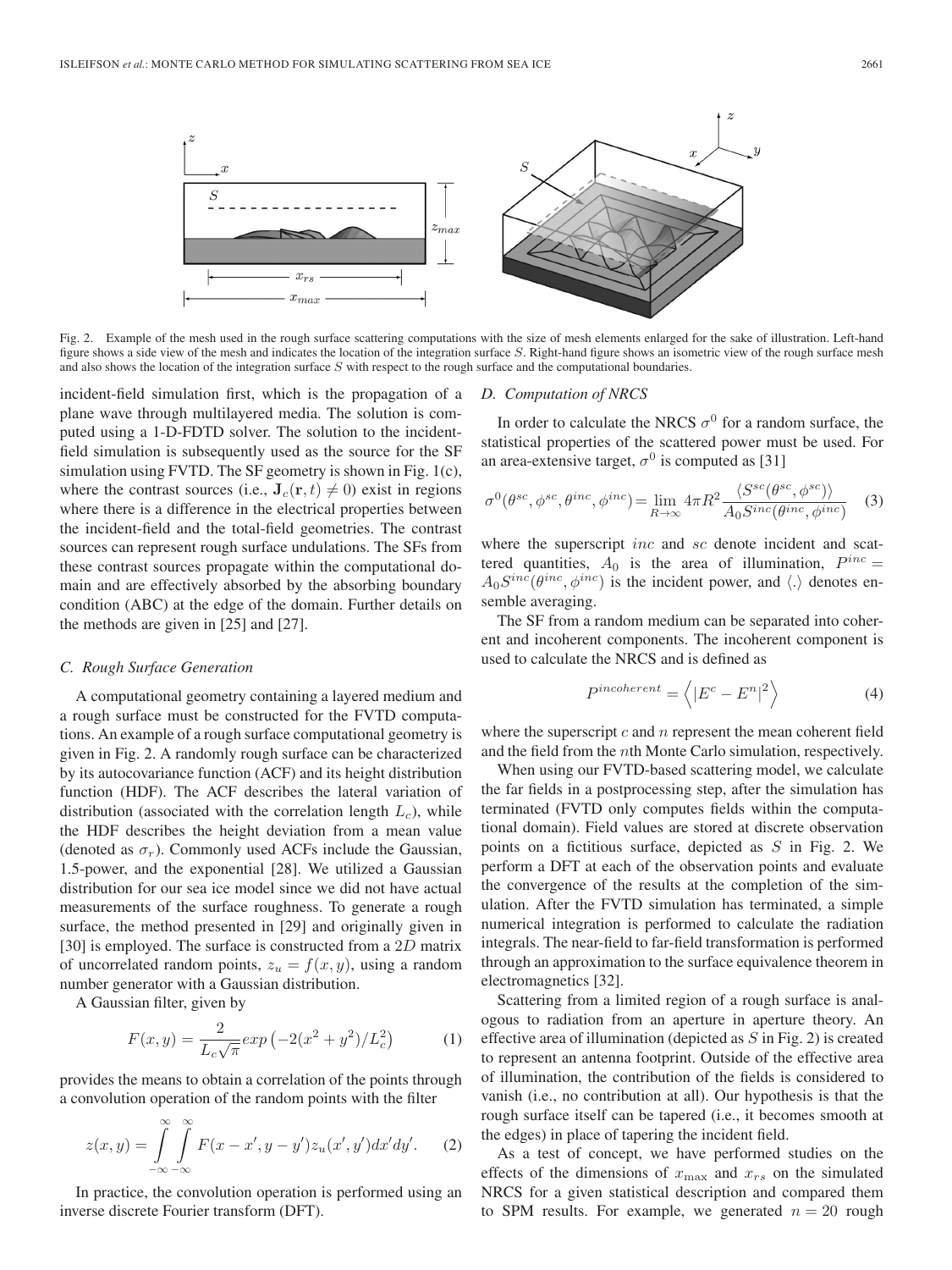Fig. 2. Example of the mesh used in the rough surface scattering computations with the size of mesh elements enlarged for the sake of illustration. Left-hand figure shows a side view of the mesh and indicates the location of the integration surface $S$. Right-hand figure shows an isometric view of the rough surface mesh and also shows the location of the integration surface $S$ with respect to the rough surface and the computational boundaries.

incident-field simulation first, which is the propagation of a plane wave through multilayered media. The solution is computed using a 1-D-FDTD solver. The solution to the incident-field simulation is subsequently used as the source for the SF simulation using FVTD. The SF geometry is shown in Fig. 1(c), where the contrast sources (i.e., $\mathbf{J}_c(\mathbf{r}, t) \neq 0$) exist in regions where there is a difference in the electrical properties between the incident-field and the total-field geometries. The contrast sources can represent rough surface undulations. The SFs from these contrast sources propagate within the computational domain and are effectively absorbed by the absorbing boundary condition (ABC) at the edge of the domain. Further details on the methods are given in [25] and [27].

### C. Rough Surface Generation

A computational geometry containing a layered medium and a rough surface must be constructed for the FVTD computations. An example of a rough surface computational geometry is given in Fig. 2. A randomly rough surface can be characterized by its autocovariance function (ACF) and its height distribution function (HDF). The ACF describes the lateral variation of distribution (associated with the correlation length $L_c$), while the HDF describes the height deviation from a mean value (denoted as $\sigma_r$). Commonly used ACFs include the Gaussian, 1.5-power, and the exponential [28]. We utilized a Gaussian distribution for our sea ice model since we did not have actual measurements of the surface roughness. To generate a rough surface, the method presented in [29] and originally given in [30] is employed. The surface is constructed from a $2D$ matrix of uncorrelated random points, $z_u = f(x, y)$, using a random number generator with a Gaussian distribution.

A Gaussian filter, given by

$$F(x, y) = \frac{2}{L_c\sqrt{\pi}} exp\left(-2(x^2 + y^2)/L_c^2\right) \tag{1}$$

provides the means to obtain a correlation of the points through a convolution operation of the random points with the filter

$$z(x, y) = \int_{-\infty}^{\infty}\int_{-\infty}^{\infty} F(x - x', y - y')z_u(x', y')dx'dy'. \tag{2}$$

In practice, the convolution operation is performed using an inverse discrete Fourier transform (DFT).

### D. Computation of NRCS

In order to calculate the NRCS $\sigma^0$ for a random surface, the statistical properties of the scattered power must be used. For an area-extensive target, $\sigma^0$ is computed as [31]

$$\sigma^0(\theta^{sc}, \phi^{sc}, \theta^{inc}, \phi^{inc}) = \lim_{R\to\infty} 4\pi R^2 \frac{\langle S^{sc}(\theta^{sc}, \phi^{sc})\rangle}{A_0 S^{inc}(\theta^{inc}, \phi^{inc})} \tag{3}$$

where the superscript $inc$ and $sc$ denote incident and scattered quantities, $A_0$ is the area of illumination, $P^{inc} = A_0 S^{inc}(\theta^{inc}, \phi^{inc})$ is the incident power, and $\langle . \rangle$ denotes ensemble averaging.

The SF from a random medium can be separated into coherent and incoherent components. The incoherent component is used to calculate the NRCS and is defined as

$$P^{incoherent} = \left\langle |E^c - E^n|^2 \right\rangle \tag{4}$$

where the superscript $c$ and $n$ represent the mean coherent field and the field from the $n$th Monte Carlo simulation, respectively.

When using our FVTD-based scattering model, we calculate the far fields in a postprocessing step, after the simulation has terminated (FVTD only computes fields within the computational domain). Field values are stored at discrete observation points on a fictitious surface, depicted as $S$ in Fig. 2. We perform a DFT at each of the observation points and evaluate the convergence of the results at the completion of the simulation. After the FVTD simulation has terminated, a simple numerical integration is performed to calculate the radiation integrals. The near-field to far-field transformation is performed through an approximation to the surface equivalence theorem in electromagnetics [32].

Scattering from a limited region of a rough surface is analogous to radiation from an aperture in aperture theory. An effective area of illumination (depicted as $S$ in Fig. 2) is created to represent an antenna footprint. Outside of the effective area of illumination, the contribution of the fields is considered to vanish (i.e., no contribution at all). Our hypothesis is that the rough surface itself can be tapered (i.e., it becomes smooth at the edges) in place of tapering the incident field.

As a test of concept, we have performed studies on the effects of the dimensions of $x_{\max}$ and $x_{rs}$ on the simulated NRCS for a given statistical description and compared them to SPM results. For example, we generated $n = 20$ rough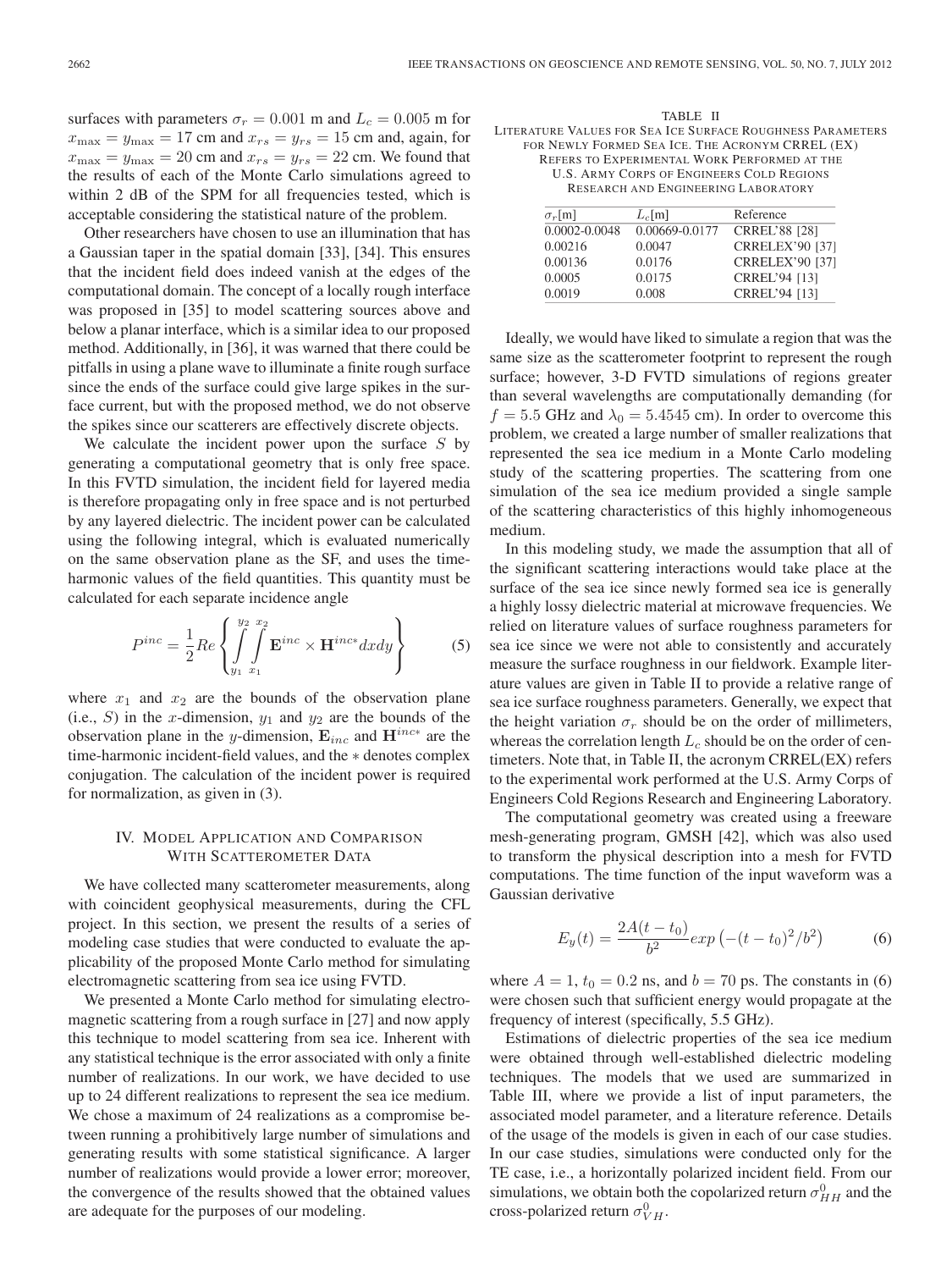surfaces with parameters $\sigma_r = 0.001$ m and $L_c = 0.005$ m for $x_{\max} = y_{\max} = 17$ cm and $x_{rs} = y_{rs} = 15$ cm and, again, for $x_{\max} = y_{\max} = 20$ cm and $x_{rs} = y_{rs} = 22$ cm. We found that the results of each of the Monte Carlo simulations agreed to within 2 dB of the SPM for all frequencies tested, which is acceptable considering the statistical nature of the problem.

Other researchers have chosen to use an illumination that has a Gaussian taper in the spatial domain [33], [34]. This ensures that the incident field does indeed vanish at the edges of the computational domain. The concept of a locally rough interface was proposed in [35] to model scattering sources above and below a planar interface, which is a similar idea to our proposed method. Additionally, in [36], it was warned that there could be pitfalls in using a plane wave to illuminate a finite rough surface since the ends of the surface could give large spikes in the surface current, but with the proposed method, we do not observe the spikes since our scatterers are effectively discrete objects.

We calculate the incident power upon the surface $S$ by generating a computational geometry that is only free space. In this FVTD simulation, the incident field for layered media is therefore propagating only in free space and is not perturbed by any layered dielectric. The incident power can be calculated using the following integral, which is evaluated numerically on the same observation plane as the SF, and uses the time-harmonic values of the field quantities. This quantity must be calculated for each separate incidence angle

$$P^{inc} = \frac{1}{2} Re \left\{ \int_{y_1}^{y_2} \int_{x_1}^{x_2} \mathbf{E}^{inc} \times \mathbf{H}^{inc*} dx dy \right\} \tag{5}$$

where $x_1$ and $x_2$ are the bounds of the observation plane (i.e., $S$) in the $x$-dimension, $y_1$ and $y_2$ are the bounds of the observation plane in the $y$-dimension, $\mathbf{E}_{inc}$ and $\mathbf{H}^{inc*}$ are the time-harmonic incident-field values, and the $*$ denotes complex conjugation. The calculation of the incident power is required for normalization, as given in (3).

## IV. Model Application and Comparison With Scatterometer Data

We have collected many scatterometer measurements, along with coincident geophysical measurements, during the CFL project. In this section, we present the results of a series of modeling case studies that were conducted to evaluate the applicability of the proposed Monte Carlo method for simulating electromagnetic scattering from sea ice using FVTD.

We presented a Monte Carlo method for simulating electromagnetic scattering from a rough surface in [27] and now apply this technique to model scattering from sea ice. Inherent with any statistical technique is the error associated with only a finite number of realizations. In our work, we have decided to use up to 24 different realizations to represent the sea ice medium. We chose a maximum of 24 realizations as a compromise between running a prohibitively large number of simulations and generating results with some statistical significance. A larger number of realizations would provide a lower error; moreover, the convergence of the results showed that the obtained values are adequate for the purposes of our modeling.

TABLE II
Literature Values for Sea Ice Surface Roughness Parameters for Newly Formed Sea Ice. The Acronym CRREL (EX) Refers to Experimental Work Performed at the U.S. Army Corps of Engineers Cold Regions Research and Engineering Laboratory

| $\sigma_r$[m] | $L_c$[m] | Reference |
|---|---|---|
| 0.0002-0.0048 | 0.00669-0.0177 | CRREL'88 [28] |
| 0.00216 | 0.0047 | CRRELEX'90 [37] |
| 0.00136 | 0.0176 | CRRELEX'90 [37] |
| 0.0005 | 0.0175 | CRREL'94 [13] |
| 0.0019 | 0.008 | CRREL'94 [13] |

Ideally, we would have liked to simulate a region that was the same size as the scatterometer footprint to represent the rough surface; however, 3-D FVTD simulations of regions greater than several wavelengths are computationally demanding (for $f = 5.5$ GHz and $\lambda_0 = 5.4545$ cm). In order to overcome this problem, we created a large number of smaller realizations that represented the sea ice medium in a Monte Carlo modeling study of the scattering properties. The scattering from one simulation of the sea ice medium provided a single sample of the scattering characteristics of this highly inhomogeneous medium.

In this modeling study, we made the assumption that all of the significant scattering interactions would take place at the surface of the sea ice since newly formed sea ice is generally a highly lossy dielectric material at microwave frequencies. We relied on literature values of surface roughness parameters for sea ice since we were not able to consistently and accurately measure the surface roughness in our fieldwork. Example literature values are given in Table II to provide a relative range of sea ice surface roughness parameters. Generally, we expect that the height variation $\sigma_r$ should be on the order of millimeters, whereas the correlation length $L_c$ should be on the order of centimeters. Note that, in Table II, the acronym CRREL(EX) refers to the experimental work performed at the U.S. Army Corps of Engineers Cold Regions Research and Engineering Laboratory.

The computational geometry was created using a freeware mesh-generating program, GMSH [42], which was also used to transform the physical description into a mesh for FVTD computations. The time function of the input waveform was a Gaussian derivative

$$E_y(t) = \frac{2A(t - t_0)}{b^2} exp\left(-(t - t_0)^2/b^2\right) \tag{6}$$

where $A = 1$, $t_0 = 0.2$ ns, and $b = 70$ ps. The constants in (6) were chosen such that sufficient energy would propagate at the frequency of interest (specifically, 5.5 GHz).

Estimations of dielectric properties of the sea ice medium were obtained through well-established dielectric modeling techniques. The models that we used are summarized in Table III, where we provide a list of input parameters, the associated model parameter, and a literature reference. Details of the usage of the models is given in each of our case studies. In our case studies, simulations were conducted only for the TE case, i.e., a horizontally polarized incident field. From our simulations, we obtain both the copolarized return $\sigma^0_{HH}$ and the cross-polarized return $\sigma^0_{VH}$.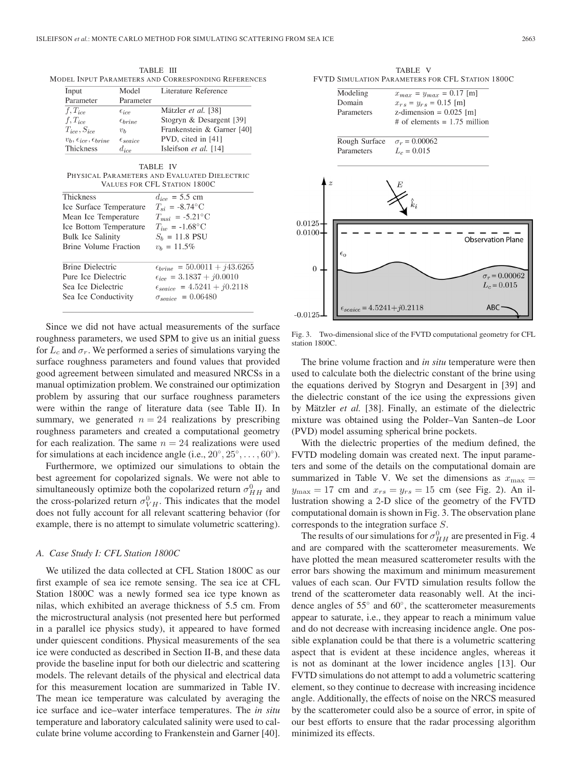TABLE III
MODEL INPUT PARAMETERS AND CORRESPONDING REFERENCES

| Input Parameter | Model Parameter | Literature Reference |
|---|---|---|
| $f, T_{ice}$ | $\epsilon_{ice}$ | Mätzler *et al.* [38] |
| $f, T_{ice}$ | $\epsilon_{brine}$ | Stogryn & Desargent [39] |
| $T_{ice}, S_{ice}$ | $v_b$ | Frankenstein & Garner [40] |
| $v_b, \epsilon_{ice}, \epsilon_{brine}$ | $\epsilon_{seaice}$ | PVD, cited in [41] |
| Thickness | $d_{ice}$ | Isleifson *et al.* [14] |

TABLE IV
PHYSICAL PARAMETERS AND EVALUATED DIELECTRIC VALUES FOR CFL STATION 1800C

| | |
|---|---|
| Thickness | $d_{ice}$ = 5.5 cm |
| Ice Surface Temperature | $T_{si}$ = -8.74°C |
| Mean Ice Temperature | $T_{msi}$ = -5.21°C |
| Ice Bottom Temperature | $T_{iw}$ = -1.68°C |
| Bulk Ice Salinity | $S_b$ = 11.8 PSU |
| Brine Volume Fraction | $v_b$ = 11.5% |
| Brine Dielectric | $\epsilon_{brine} = 50.0011 + j43.6265$ |
| Pure Ice Dielectric | $\epsilon_{ice} = 3.1837 + j0.0010$ |
| Sea Ice Dielectric | $\epsilon_{seaice} = 4.5241 + j0.2118$ |
| Sea Ice Conductivity | $\sigma_{seaice} = 0.06480$ |

Since we did not have actual measurements of the surface roughness parameters, we used SPM to give us an initial guess for $L_c$ and $\sigma_r$. We performed a series of simulations varying the surface roughness parameters and found values that provided good agreement between simulated and measured NRCSs in a manual optimization problem. We constrained our optimization problem by assuring that our surface roughness parameters were within the range of literature data (see Table II). In summary, we generated $n = 24$ realizations by prescribing roughness parameters and created a computational geometry for each realization. The same $n = 24$ realizations were used for simulations at each incidence angle (i.e., $20^\circ, 25^\circ, \ldots, 60^\circ$).

Furthermore, we optimized our simulations to obtain the best agreement for copolarized signals. We were not able to simultaneously optimize both the copolarized return $\sigma^0_{HH}$ and the cross-polarized return $\sigma^0_{VH}$. This indicates that the model does not fully account for all relevant scattering behavior (for example, there is no attempt to simulate volumetric scattering).

### A. Case Study I: CFL Station 1800C

We utilized the data collected at CFL Station 1800C as our first example of sea ice remote sensing. The sea ice at CFL Station 1800C was a newly formed sea ice type known as nilas, which exhibited an average thickness of 5.5 cm. From the microstructural analysis (not presented here but performed in a parallel ice physics study), it appeared to have formed under quiescent conditions. Physical measurements of the sea ice were conducted as described in Section II-B, and these data provide the baseline input for both our dielectric and scattering models. The relevant details of the physical and electrical data for this measurement location are summarized in Table IV. The mean ice temperature was calculated by averaging the ice surface and ice–water interface temperatures. The *in situ* temperature and laboratory calculated salinity were used to calculate brine volume according to Frankenstein and Garner [40].

TABLE V
FVTD SIMULATION PARAMETERS FOR CFL STATION 1800C

| | |
|---|---|
| Modeling Domain Parameters | $x_{max} = y_{max}$ = 0.17 [m]<br>$x_{rs} = y_{rs}$ = 0.15 [m]<br>z-dimension = 0.025 [m]<br># of elements = 1.75 million |
| Rough Surface Parameters | $\sigma_r$ = 0.00062<br>$L_c$ = 0.015 |

Fig. 3. Two-dimensional slice of the FVTD computational geometry for CFL station 1800C.

The brine volume fraction and *in situ* temperature were then used to calculate both the dielectric constant of the brine using the equations derived by Stogryn and Desargent in [39] and the dielectric constant of the ice using the expressions given by Mätzler *et al.* [38]. Finally, an estimate of the dielectric mixture was obtained using the Polder–Van Santen–de Loor (PVD) model assuming spherical brine pockets.

With the dielectric properties of the medium defined, the FVTD modeling domain was created next. The input parameters and some of the details on the computational domain are summarized in Table V. We set the dimensions as $x_{\max} = y_{\max} = 17$ cm and $x_{rs} = y_{rs} = 15$ cm (see Fig. 2). An illustration showing a 2-D slice of the geometry of the FVTD computational domain is shown in Fig. 3. The observation plane corresponds to the integration surface $S$.

The results of our simulations for $\sigma^0_{HH}$ are presented in Fig. 4 and are compared with the scatterometer measurements. We have plotted the mean measured scatterometer results with the error bars showing the maximum and minimum measurement values of each scan. Our FVTD simulation results follow the trend of the scatterometer data reasonably well. At the incidence angles of 55° and 60°, the scatterometer measurements appear to saturate, i.e., they appear to reach a minimum value and do not decrease with increasing incidence angle. One possible explanation could be that there is a volumetric scattering aspect that is evident at these incidence angles, whereas it is not as dominant at the lower incidence angles [13]. Our FVTD simulations do not attempt to add a volumetric scattering element, so they continue to decrease with increasing incidence angle. Additionally, the effects of noise on the NRCS measured by the scatterometer could also be a source of error, in spite of our best efforts to ensure that the radar processing algorithm minimized its effects.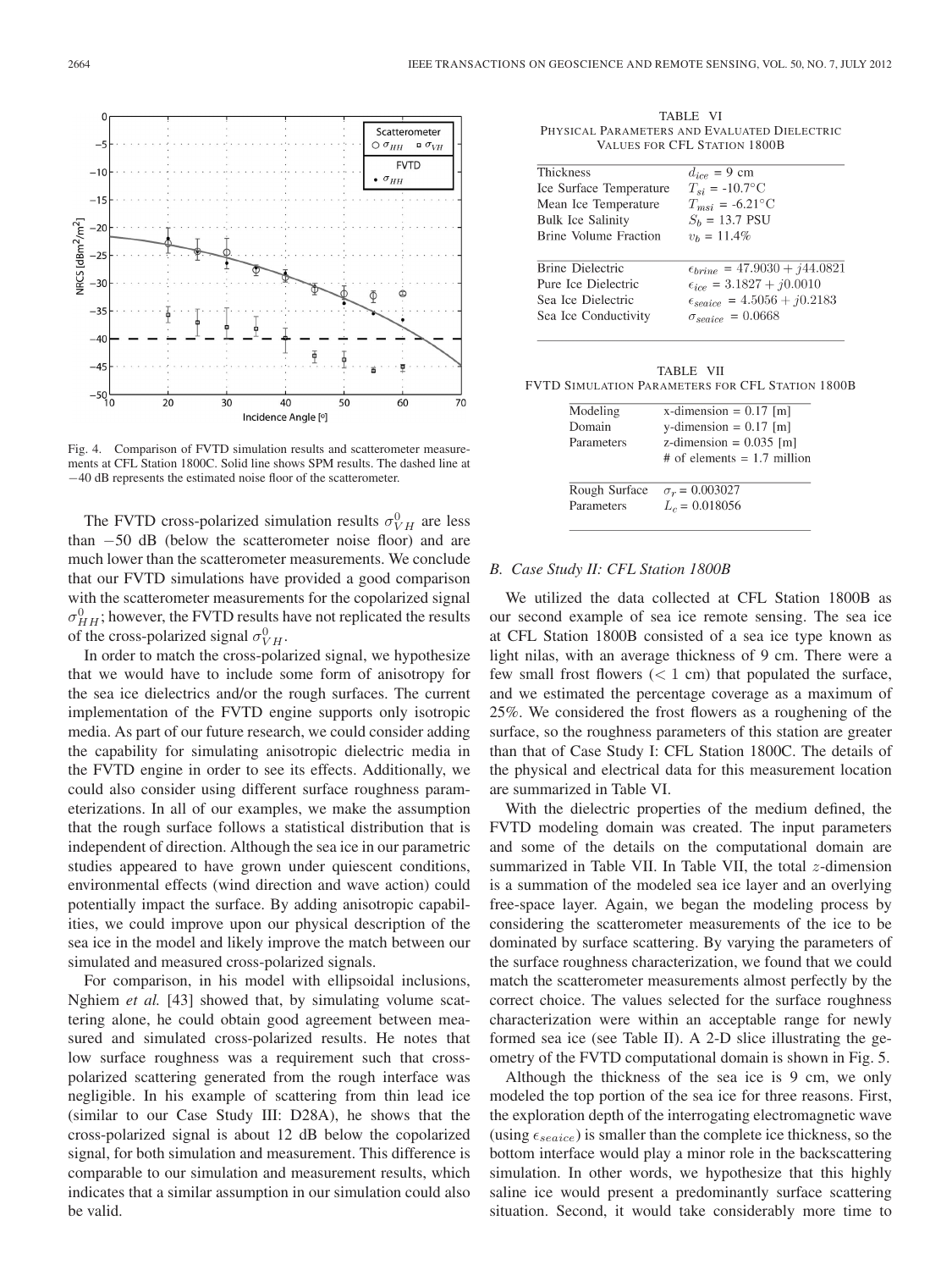Fig. 4. Comparison of FVTD simulation results and scatterometer measurements at CFL Station 1800C. Solid line shows SPM results. The dashed line at −40 dB represents the estimated noise floor of the scatterometer.

The FVTD cross-polarized simulation results $\sigma^0_{VH}$ are less than −50 dB (below the scatterometer noise floor) and are much lower than the scatterometer measurements. We conclude that our FVTD simulations have provided a good comparison with the scatterometer measurements for the copolarized signal $\sigma^0_{HH}$; however, the FVTD results have not replicated the results of the cross-polarized signal $\sigma^0_{VH}$.

In order to match the cross-polarized signal, we hypothesize that we would have to include some form of anisotropy for the sea ice dielectrics and/or the rough surfaces. The current implementation of the FVTD engine supports only isotropic media. As part of our future research, we could consider adding the capability for simulating anisotropic dielectric media in the FVTD engine in order to see its effects. Additionally, we could also consider using different surface roughness parameterizations. In all of our examples, we make the assumption that the rough surface follows a statistical distribution that is independent of direction. Although the sea ice in our parametric studies appeared to have grown under quiescent conditions, environmental effects (wind direction and wave action) could potentially impact the surface. By adding anisotropic capabilities, we could improve upon our physical description of the sea ice in the model and likely improve the match between our simulated and measured cross-polarized signals.

For comparison, in his model with ellipsoidal inclusions, Nghiem *et al.* [43] showed that, by simulating volume scattering alone, he could obtain good agreement between measured and simulated cross-polarized results. He notes that low surface roughness was a requirement such that cross-polarized scattering generated from the rough interface was negligible. In his example of scattering from thin lead ice (similar to our Case Study III: D28A), he shows that the cross-polarized signal is about 12 dB below the copolarized signal, for both simulation and measurement. This difference is comparable to our simulation and measurement results, which indicates that a similar assumption in our simulation could also be valid.

TABLE VI
PHYSICAL PARAMETERS AND EVALUATED DIELECTRIC VALUES FOR CFL STATION 1800B

| | |
|---|---|
| Thickness | $d_{ice}$ = 9 cm |
| Ice Surface Temperature | $T_{si}$ = -10.7°C |
| Mean Ice Temperature | $T_{msi}$ = -6.21°C |
| Bulk Ice Salinity | $S_b$ = 13.7 PSU |
| Brine Volume Fraction | $v_b$ = 11.4% |
| Brine Dielectric | $\epsilon_{brine} = 47.9030 + j44.0821$ |
| Pure Ice Dielectric | $\epsilon_{ice} = 3.1827 + j0.0010$ |
| Sea Ice Dielectric | $\epsilon_{seaice} = 4.5056 + j0.2183$ |
| Sea Ice Conductivity | $\sigma_{seaice} = 0.0668$ |

TABLE VII
FVTD SIMULATION PARAMETERS FOR CFL STATION 1800B

| | |
|---|---|
| Modeling Domain Parameters | x-dimension = 0.17 [m]<br>y-dimension = 0.17 [m]<br>z-dimension = 0.035 [m]<br># of elements = 1.7 million |
| Rough Surface Parameters | $\sigma_r$ = 0.003027<br>$L_c$ = 0.018056 |

### B. Case Study II: CFL Station 1800B

We utilized the data collected at CFL Station 1800B as our second example of sea ice remote sensing. The sea ice at CFL Station 1800B consisted of a sea ice type known as light nilas, with an average thickness of 9 cm. There were a few small frost flowers (< 1 cm) that populated the surface, and we estimated the percentage coverage as a maximum of 25%. We considered the frost flowers as a roughening of the surface, so the roughness parameters of this station are greater than that of Case Study I: CFL Station 1800C. The details of the physical and electrical data for this measurement location are summarized in Table VI.

With the dielectric properties of the medium defined, the FVTD modeling domain was created. The input parameters and some of the details on the computational domain are summarized in Table VII. In Table VII, the total $z$-dimension is a summation of the modeled sea ice layer and an overlying free-space layer. Again, we began the modeling process by considering the scatterometer measurements of the ice to be dominated by surface scattering. By varying the parameters of the surface roughness characterization, we found that we could match the scatterometer measurements almost perfectly by the correct choice. The values selected for the surface roughness characterization were within an acceptable range for newly formed sea ice (see Table II). A 2-D slice illustrating the geometry of the FVTD computational domain is shown in Fig. 5.

Although the thickness of the sea ice is 9 cm, we only modeled the top portion of the sea ice for three reasons. First, the exploration depth of the interrogating electromagnetic wave (using $\epsilon_{seaice}$) is smaller than the complete ice thickness, so the bottom interface would play a minor role in the backscattering simulation. In other words, we hypothesize that this highly saline ice would present a predominantly surface scattering situation. Second, it would take considerably more time to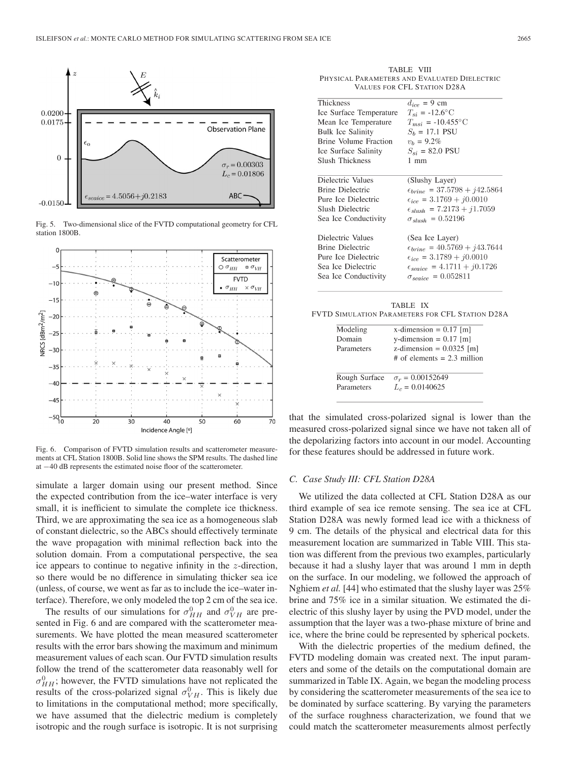Fig. 5. Two-dimensional slice of the FVTD computational geometry for CFL station 1800B.

Fig. 6. Comparison of FVTD simulation results and scatterometer measurements at CFL Station 1800B. Solid line shows the SPM results. The dashed line at −40 dB represents the estimated noise floor of the scatterometer.

simulate a larger domain using our present method. Since the expected contribution from the ice–water interface is very small, it is inefficient to simulate the complete ice thickness. Third, we are approximating the sea ice as a homogeneous slab of constant dielectric, so the ABCs should effectively terminate the wave propagation with minimal reflection back into the solution domain. From a computational perspective, the sea ice appears to continue to negative infinity in the $z$-direction, so there would be no difference in simulating thicker sea ice (unless, of course, we went as far as to include the ice–water interface). Therefore, we only modeled the top 2 cm of the sea ice.

The results of our simulations for $\sigma^0_{HH}$ and $\sigma^0_{VH}$ are presented in Fig. 6 and are compared with the scatterometer measurements. We have plotted the mean measured scatterometer results with the error bars showing the maximum and minimum measurement values of each scan. Our FVTD simulation results follow the trend of the scatterometer data reasonably well for $\sigma^0_{HH}$; however, the FVTD simulations have not replicated the results of the cross-polarized signal $\sigma^0_{VH}$. This is likely due to limitations in the computational method; more specifically, we have assumed that the dielectric medium is completely isotropic and the rough surface is isotropic. It is not surprising that the simulated cross-polarized signal is lower than the measured cross-polarized signal since we have not taken all of the depolarizing factors into account in our model. Accounting for these features should be addressed in future work.

TABLE VIII
PHYSICAL PARAMETERS AND EVALUATED DIELECTRIC VALUES FOR CFL STATION D28A

| | |
|---|---|
| Thickness | $d_{ice}$ = 9 cm |
| Ice Surface Temperature | $T_{si}$ = -12.6°C |
| Mean Ice Temperature | $T_{msi}$ = -10.455°C |
| Bulk Ice Salinity | $S_b$ = 17.1 PSU |
| Brine Volume Fraction | $v_b$ = 9.2% |
| Ice Surface Salinity | $S_{si}$ = 82.0 PSU |
| Slush Thickness | 1 mm |
| Dielectric Values | (Slushy Layer) |
| Brine Dielectric | $\epsilon_{brine}$ = 37.5798 + $j$42.5864 |
| Pure Ice Dielectric | $\epsilon_{ice}$ = 3.1769 + $j$0.0010 |
| Slush Dielectric | $\epsilon_{slush}$ = 7.2173 + $j$1.7059 |
| Sea Ice Conductivity | $\sigma_{slush}$ = 0.52196 |
| Dielectric Values | (Sea Ice Layer) |
| Brine Dielectric | $\epsilon_{brine}$ = 40.5769 + $j$43.7644 |
| Pure Ice Dielectric | $\epsilon_{ice}$ = 3.1789 + $j$0.0010 |
| Sea Ice Dielectric | $\epsilon_{seaice}$ = 4.1711 + $j$0.1726 |
| Sea Ice Conductivity | $\sigma_{seaice}$ = 0.052811 |

TABLE IX
FVTD SIMULATION PARAMETERS FOR CFL STATION D28A

| | |
|---|---|
| Modeling Domain Parameters | x-dimension = 0.17 [m] |
| | y-dimension = 0.17 [m] |
| | z-dimension = 0.0325 [m] |
| | # of elements = 2.3 million |
| Rough Surface Parameters | $\sigma_r$ = 0.00152649 |
| | $L_c$ = 0.0140625 |

### C. Case Study III: CFL Station D28A

We utilized the data collected at CFL Station D28A as our third example of sea ice remote sensing. The sea ice at CFL Station D28A was newly formed lead ice with a thickness of 9 cm. The details of the physical and electrical data for this measurement location are summarized in Table VIII. This station was different from the previous two examples, particularly because it had a slushy layer that was around 1 mm in depth on the surface. In our modeling, we followed the approach of Nghiem *et al.* [44] who estimated that the slushy layer was 25% brine and 75% ice in a similar situation. We estimated the dielectric of this slushy layer by using the PVD model, under the assumption that the layer was a two-phase mixture of brine and ice, where the brine could be represented by spherical pockets.

With the dielectric properties of the medium defined, the FVTD modeling domain was created next. The input parameters and some of the details on the computational domain are summarized in Table IX. Again, we began the modeling process by considering the scatterometer measurements of the sea ice to be dominated by surface scattering. By varying the parameters of the surface roughness characterization, we found that we could match the scatterometer measurements almost perfectly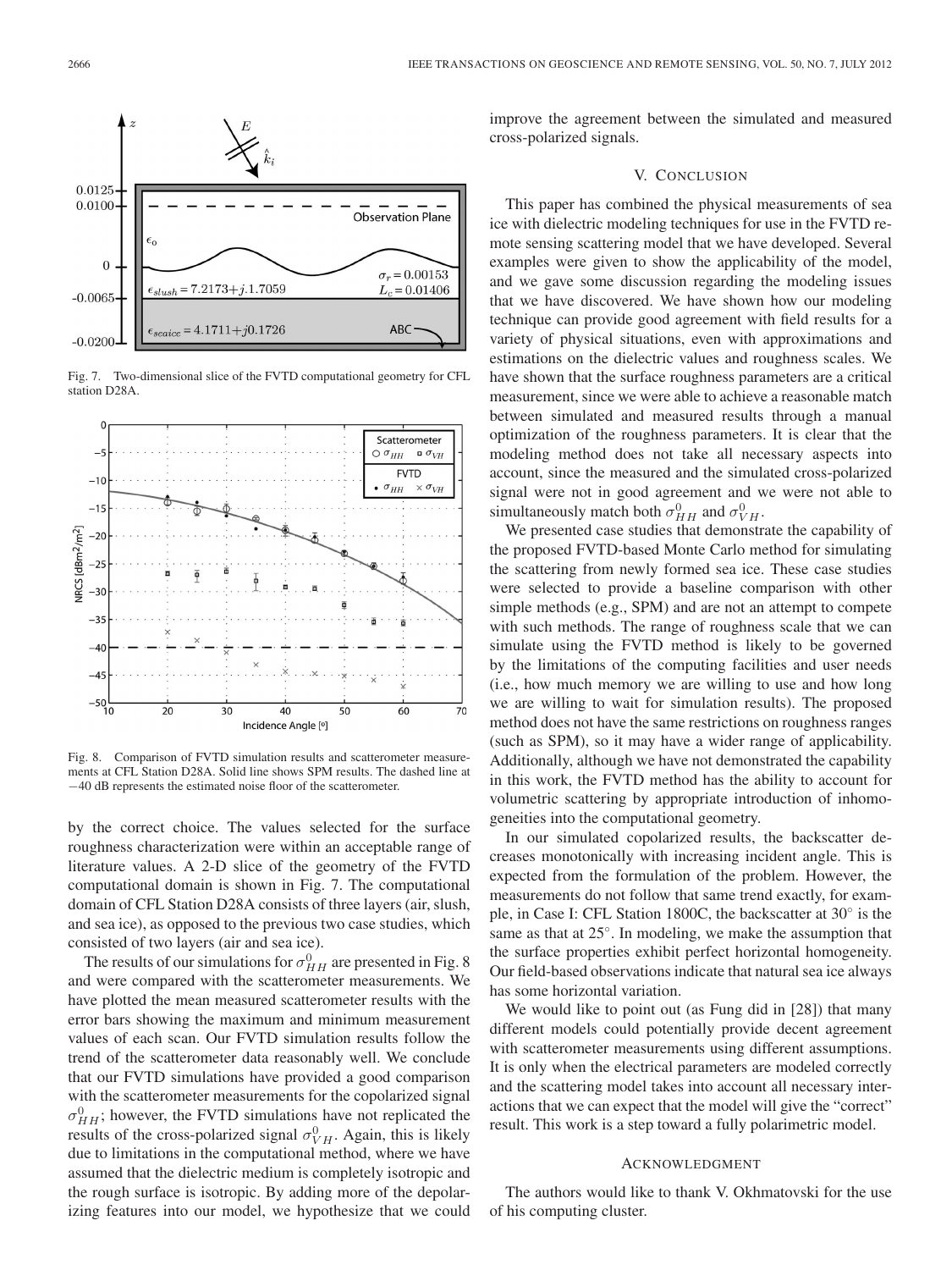Fig. 7. Two-dimensional slice of the FVTD computational geometry for CFL station D28A.

Fig. 8. Comparison of FVTD simulation results and scatterometer measurements at CFL Station D28A. Solid line shows SPM results. The dashed line at −40 dB represents the estimated noise floor of the scatterometer.

by the correct choice. The values selected for the surface roughness characterization were within an acceptable range of literature values. A 2-D slice of the geometry of the FVTD computational domain is shown in Fig. 7. The computational domain of CFL Station D28A consists of three layers (air, slush, and sea ice), as opposed to the previous two case studies, which consisted of two layers (air and sea ice).

The results of our simulations for $\sigma_{HH}^0$ are presented in Fig. 8 and were compared with the scatterometer measurements. We have plotted the mean measured scatterometer results with the error bars showing the maximum and minimum measurement values of each scan. Our FVTD simulation results follow the trend of the scatterometer data reasonably well. We conclude that our FVTD simulations have provided a good comparison with the scatterometer measurements for the copolarized signal $\sigma_{HH}^0$; however, the FVTD simulations have not replicated the results of the cross-polarized signal $\sigma_{VH}^0$. Again, this is likely due to limitations in the computational method, where we have assumed that the dielectric medium is completely isotropic and the rough surface is isotropic. By adding more of the depolarizing features into our model, we hypothesize that we could improve the agreement between the simulated and measured cross-polarized signals.

## V. Conclusion

This paper has combined the physical measurements of sea ice with dielectric modeling techniques for use in the FVTD remote sensing scattering model that we have developed. Several examples were given to show the applicability of the model, and we gave some discussion regarding the modeling issues that we have discovered. We have shown how our modeling technique can provide good agreement with field results for a variety of physical situations, even with approximations and estimations on the dielectric values and roughness scales. We have shown that the surface roughness parameters are a critical measurement, since we were able to achieve a reasonable match between simulated and measured results through a manual optimization of the roughness parameters. It is clear that the modeling method does not take all necessary aspects into account, since the measured and the simulated cross-polarized signal were not in good agreement and we were not able to simultaneously match both $\sigma_{HH}^0$ and $\sigma_{VH}^0$.

We presented case studies that demonstrate the capability of the proposed FVTD-based Monte Carlo method for simulating the scattering from newly formed sea ice. These case studies were selected to provide a baseline comparison with other simple methods (e.g., SPM) and are not an attempt to compete with such methods. The range of roughness scale that we can simulate using the FVTD method is likely to be governed by the limitations of the computing facilities and user needs (i.e., how much memory we are willing to use and how long we are willing to wait for simulation results). The proposed method does not have the same restrictions on roughness ranges (such as SPM), so it may have a wider range of applicability. Additionally, although we have not demonstrated the capability in this work, the FVTD method has the ability to account for volumetric scattering by appropriate introduction of inhomogeneities into the computational geometry.

In our simulated copolarized results, the backscatter decreases monotonically with increasing incident angle. This is expected from the formulation of the problem. However, the measurements do not follow that same trend exactly, for example, in Case I: CFL Station 1800C, the backscatter at 30° is the same as that at 25°. In modeling, we make the assumption that the surface properties exhibit perfect horizontal homogeneity. Our field-based observations indicate that natural sea ice always has some horizontal variation.

We would like to point out (as Fung did in [28]) that many different models could potentially provide decent agreement with scatterometer measurements using different assumptions. It is only when the electrical parameters are modeled correctly and the scattering model takes into account all necessary interactions that we can expect that the model will give the "correct" result. This work is a step toward a fully polarimetric model.

## Acknowledgment

The authors would like to thank V. Okhmatovski for the use of his computing cluster.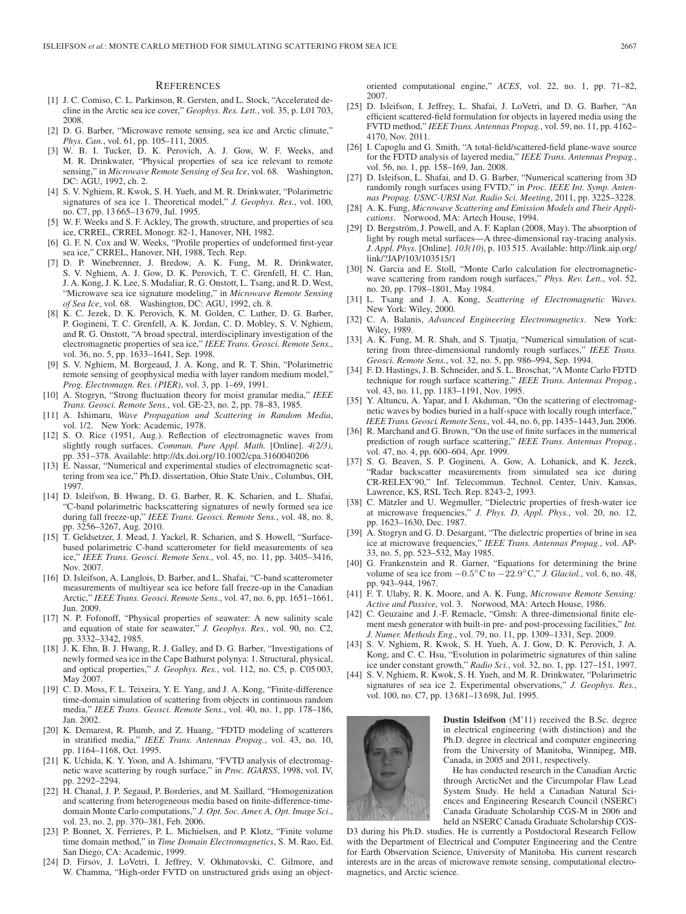## References

[1] J. C. Comiso, C. L. Parkinson, R. Gersten, and L. Stock, "Accelerated decline in the Arctic sea ice cover," *Geophys. Res. Lett.*, vol. 35, p. L01 703, 2008.

[2] D. G. Barber, "Microwave remote sensing, sea ice and Arctic climate," *Phys. Can.*, vol. 61, pp. 105–111, 2005.

[3] W. B. I. Tucker, D. K. Perovich, A. J. Gow, W. F. Weeks, and M. R. Drinkwater, "Physical properties of sea ice relevant to remote sensing," in *Microwave Remote Sensing of Sea Ice*, vol. 68. Washington, DC: AGU, 1992, ch. 2.

[4] S. V. Nghiem, R. Kwok, S. H. Yueh, and M. R. Drinkwater, "Polarimetric signatures of sea ice 1. Theoretical model," *J. Geophys. Res.*, vol. 100, no. C7, pp. 13 665–13 679, Jul. 1995.

[5] W. F. Weeks and S. F. Ackley, The growth, structure, and properties of sea ice, CRREL, CRREL Monogr. 82-1, Hanover, NH, 1982.

[6] G. F. N. Cox and W. Weeks, "Profile properties of undeformed first-year sea ice," CRREL, Hanover, NH, 1988, Tech. Rep.

[7] D. P. Winebrenner, J. Bredow, A. K. Fung, M. R. Drinkwater, S. V. Nghiem, A. J. Gow, D. K. Perovich, T. C. Grenfell, H. C. Han, J. A. Kong, J. K. Lee, S. Mudaliar, R. G. Onstott, L. Tsang, and R. D. West, "Microwave sea ice signature modeling," in *Microwave Remote Sensing of Sea Ice*, vol. 68. Washington, DC: AGU, 1992, ch. 8.

[8] K. C. Jezek, D. K. Perovich, K. M. Golden, C. Luther, D. G. Barber, P. Gogineni, T. C. Grenfell, A. K. Jordan, C. D. Mobley, S. V. Nghiem, and R. G. Onstott, "A broad spectral, interdisciplinary investigation of the electromagnetic properties of sea ice," *IEEE Trans. Geosci. Remote Sens.*, vol. 36, no. 5, pp. 1633–1641, Sep. 1998.

[9] S. V. Nghiem, M. Borgeaud, J. A. Kong, and R. T. Shin, "Polarimetric remote sensing of geophysical media with layer random medium model," *Prog. Electromagn. Res. (PIER)*, vol. 3, pp. 1–69, 1991.

[10] A. Stogryn, "Strong fluctuation theory for moist granular media," *IEEE Trans. Geosci. Remote Sens.*, vol. GE-23, no. 2, pp. 78–83, 1985.

[11] A. Ishimaru, *Wave Propagation and Scattering in Random Media*, vol. 1/2. New York: Academic, 1978.

[12] S. O. Rice (1951, Aug.). Reflection of electromagnetic waves from slightly rough surfaces. *Commun. Pure Appl. Math.* [Online]. *4(2/3)*, pp. 351–378. Available: http://dx.doi.org/10.1002/cpa.3160040206

[13] E. Nassar, "Numerical and experimental studies of electromagnetic scattering from sea ice," Ph.D. dissertation, Ohio State Univ., Columbus, OH, 1997.

[14] D. Isleifson, B. Hwang, D. G. Barber, R. K. Scharien, and L. Shafai, "C-band polarimetric backscattering signatures of newly formed sea ice during fall freeze-up," *IEEE Trans. Geosci. Remote Sens.*, vol. 48, no. 8, pp. 3256–3267, Aug. 2010.

[15] T. Geldsetzer, J. Mead, J. Yackel, R. Scharien, and S. Howell, "Surface-based polarimetric C-band scatterometer for field measurements of sea ice," *IEEE Trans. Geosci. Remote Sens.*, vol. 45, no. 11, pp. 3405–3416, Nov. 2007.

[16] D. Isleifson, A. Langlois, D. Barber, and L. Shafai, "C-band scatterometer measurements of multiyear sea ice before fall freeze-up in the Canadian Arctic," *IEEE Trans. Geosci. Remote Sens.*, vol. 47, no. 6, pp. 1651–1661, Jun. 2009.

[17] N. P. Fofonoff, "Physical properties of seawater: A new salinity scale and equation of state for seawater," *J. Geophys. Res.*, vol. 90, no. C2, pp. 3332–3342, 1985.

[18] J. K. Ehn, B. J. Hwang, R. J. Galley, and D. G. Barber, "Investigations of newly formed sea ice in the Cape Bathurst polynya: 1. Structural, physical, and optical properties," *J. Geophys. Res.*, vol. 112, no. C5, p. C05 003, May 2007.

[19] C. D. Moss, F. L. Teixeira, Y. E. Yang, and J. A. Kong, "Finite-difference time-domain simulation of scattering from objects in continuous random media," *IEEE Trans. Geosci. Remote Sens.*, vol. 40, no. 1, pp. 178–186, Jan. 2002.

[20] K. Demarest, R. Plumb, and Z. Huang, "FDTD modeling of scatterers in stratified media," *IEEE Trans. Antennas Propag.*, vol. 43, no. 10, pp. 1164–1168, Oct. 1995.

[21] K. Uchida, K. Y. Yoon, and A. Ishimaru, "FVTD analysis of electromagnetic wave scattering by rough surface," in *Proc. IGARSS*, 1998, vol. IV, pp. 2292–2294.

[22] H. Chanal, J. P. Segaud, P. Borderies, and M. Saillard, "Homogenization and scattering from heterogeneous media based on finite-difference-time-domain Monte Carlo computations," *J. Opt. Soc. Amer. A, Opt. Image Sci.*, vol. 23, no. 2, pp. 370–381, Feb. 2006.

[23] P. Bonnet, X. Ferrieres, P. L. Michielsen, and P. Klotz, "Finite volume time domain method," in *Time Domain Electromagnetics*, S. M. Rao, Ed. San Diego, CA: Academic, 1999.

[24] D. Firsov, J. LoVetri, I. Jeffrey, V. Okhmatovski, C. Gilmore, and W. Chamma, "High-order FVTD on unstructured grids using an object-oriented computational engine," *ACES*, vol. 22, no. 1, pp. 71–82, 2007.

[25] D. Isleifson, I. Jeffrey, L. Shafai, J. LoVetri, and D. G. Barber, "An efficient scattered-field formulation for objects in layered media using the FVTD method," *IEEE Trans. Antennas Propag.*, vol. 59, no. 11, pp. 4162–4170, Nov. 2011.

[26] I. Capoglu and G. Smith, "A total-field/scattered-field plane-wave source for the FDTD analysis of layered media," *IEEE Trans. Antennas Propag.*, vol. 56, no. 1, pp. 158–169, Jan. 2008.

[27] D. Isleifson, L. Shafai, and D. G. Barber, "Numerical scattering from 3D randomly rough surfaces using FVTD," in *Proc. IEEE Int. Symp. Antennas Propag. USNC-URSI Nat. Radio Sci. Meeting*, 2011, pp. 3225–3228.

[28] A. K. Fung, *Microwave Scattering and Emission Models and Their Applications*. Norwood, MA: Artech House, 1994.

[29] D. Bergström, J. Powell, and A. F. Kaplan (2008, May). The absorption of light by rough metal surfaces—A three-dimensional ray-tracing analysis. *J. Appl. Phys.* [Online]. *103(10)*, p. 103 515. Available: http://link.aip.org/link/?JAP/103/103515/1

[30] N. Garcia and E. Stoll, "Monte Carlo calculation for electromagnetic-wave scattering from random rough surfaces," *Phys. Rev. Lett.*, vol. 52, no. 20, pp. 1798–1801, May 1984.

[31] L. Tsang and J. A. Kong, *Scattering of Electromagnetic Waves*. New York: Wiley, 2000.

[32] C. A. Balanis, *Advanced Engineering Electromagnetics*. New York: Wiley, 1989.

[33] A. K. Fung, M. R. Shah, and S. Tjuatja, "Numerical simulation of scattering from three-dimensional randomly rough surfaces," *IEEE Trans. Geosci. Remote Sens.*, vol. 32, no. 5, pp. 986–994, Sep. 1994.

[34] F. D. Hastings, J. B. Schneider, and S. L. Broschat, "A Monte Carlo FDTD technique for rough surface scattering," *IEEE Trans. Antennas Propag.*, vol. 43, no. 11, pp. 1183–1191, Nov. 1995.

[35] Y. Altuncu, A. Yapar, and I. Akduman, "On the scattering of electromagnetic waves by bodies buried in a half-space with locally rough interface," *IEEE Trans. Geosci. Remote Sens.*, vol. 44, no. 6, pp. 1435–1443, Jun. 2006.

[36] R. Marchand and G. Brown, "On the use of finite surfaces in the numerical prediction of rough surface scattering," *IEEE Trans. Antennas Propag.*, vol. 47, no. 4, pp. 600–604, Apr. 1999.

[37] S. G. Beaven, S. P. Gogineni, A. Gow, A. Lohanick, and K. Jezek, "Radar backscatter measurements from simulated sea ice during CR-RELEX'90," Inf. Telecommun. Technol. Center, Univ. Kansas, Lawrence, KS, RSL Tech. Rep. 8243-2, 1993.

[38] C. Mätzler and U. Wegmuller, "Dielectric properties of fresh-water ice at microwave frequencies," *J. Phys. D, Appl. Phys.*, vol. 20, no. 12, pp. 1623–1630, Dec. 1987.

[39] A. Stogryn and G. D. Desargant, "The dielectric properties of brine in sea ice at microwave frequencies," *IEEE Trans. Antennas Propag.*, vol. AP-33, no. 5, pp. 523–532, May 1985.

[40] G. Frankenstein and R. Garner, "Equations for determining the brine volume of sea ice from $-0.5^{\circ}$C to $-22.9^{\circ}$C," *J. Glaciol.*, vol. 6, no. 48, pp. 943–944, 1967.

[41] F. T. Ulaby, R. K. Moore, and A. K. Fung, *Microwave Remote Sensing: Active and Passive*, vol. 3. Norwood, MA: Artech House, 1986.

[42] C. Geuzaine and J.-F. Remacle, "Gmsh: A three-dimensional finite element mesh generator with built-in pre- and post-processing facilities," *Int. J. Numer. Methods Eng.*, vol. 79, no. 11, pp. 1309–1331, Sep. 2009.

[43] S. V. Nghiem, R. Kwok, S. H. Yueh, A. J. Gow, D. K. Perovich, J. A. Kong, and C. C. Hsu, "Evolution in polarimetric signatures of thin saline ice under constant growth," *Radio Sci.*, vol. 32, no. 1, pp. 127–151, 1997.

[44] S. V. Nghiem, R. Kwok, S. H. Yueh, and M. R. Drinkwater, "Polarimetric signatures of sea ice 2. Experimental observations," *J. Geophys. Res.*, vol. 100, no. C7, pp. 13 681–13 698, Jul. 1995.

**Dustin Isleifson** (M'11) received the B.Sc. degree in electrical engineering (with distinction) and the Ph.D. degree in electrical and computer engineering from the University of Manitoba, Winnipeg, MB, Canada, in 2005 and 2011, respectively.

He has conducted research in the Canadian Arctic through ArcticNet and the Circumpolar Flaw Lead System Study. He held a Canadian Natural Sciences and Engineering Research Council (NSERC) Canada Graduate Scholarship CGS-M in 2006 and held an NSERC Canada Graduate Scholarship CGS-D3 during his Ph.D. studies. He is currently a Postdoctoral Research Fellow with the Department of Electrical and Computer Engineering and the Centre for Earth Observation Science, University of Manitoba. His current research interests are in the areas of microwave remote sensing, computational electromagnetics, and Arctic science.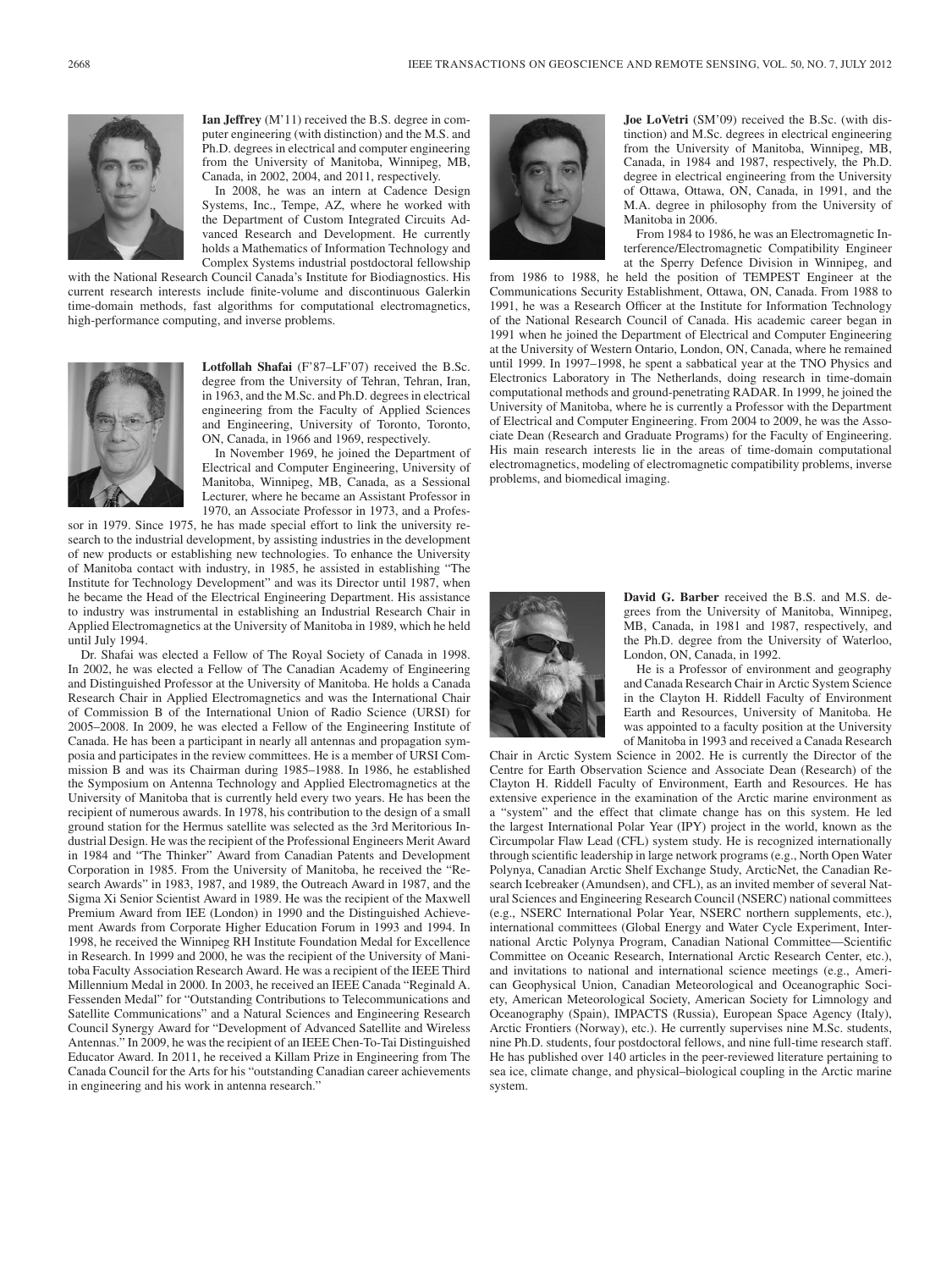**Ian Jeffrey** (M'11) received the B.S. degree in computer engineering (with distinction) and the M.S. and Ph.D. degrees in electrical and computer engineering from the University of Manitoba, Winnipeg, MB, Canada, in 2002, 2004, and 2011, respectively.

In 2008, he was an intern at Cadence Design Systems, Inc., Tempe, AZ, where he worked with the Department of Custom Integrated Circuits Advanced Research and Development. He currently holds a Mathematics of Information Technology and Complex Systems industrial postdoctoral fellowship with the National Research Council Canada's Institute for Biodiagnostics. His current research interests include finite-volume and discontinuous Galerkin time-domain methods, fast algorithms for computational electromagnetics, high-performance computing, and inverse problems.

**Lotfollah Shafai** (F'87–LF'07) received the B.Sc. degree from the University of Tehran, Tehran, Iran, in 1963, and the M.Sc. and Ph.D. degrees in electrical engineering from the Faculty of Applied Sciences and Engineering, University of Toronto, Toronto, ON, Canada, in 1966 and 1969, respectively.

In November 1969, he joined the Department of Electrical and Computer Engineering, University of Manitoba, Winnipeg, MB, Canada, as a Sessional Lecturer, where he became an Assistant Professor in 1970, an Associate Professor in 1973, and a Professor in 1979. Since 1975, he has made special effort to link the university research to the industrial development, by assisting industries in the development of new products or establishing new technologies. To enhance the University of Manitoba contact with industry, in 1985, he assisted in establishing "The Institute for Technology Development" and was its Director until 1987, when he became the Head of the Electrical Engineering Department. His assistance to industry was instrumental in establishing an Industrial Research Chair in Applied Electromagnetics at the University of Manitoba in 1989, which he held until July 1994.

Dr. Shafai was elected a Fellow of The Royal Society of Canada in 1998. In 2002, he was elected a Fellow of The Canadian Academy of Engineering and Distinguished Professor at the University of Manitoba. He holds a Canada Research Chair in Applied Electromagnetics and was the International Chair of Commission B of the International Union of Radio Science (URSI) for 2005–2008. In 2009, he was elected a Fellow of the Engineering Institute of Canada. He has been a participant in nearly all antennas and propagation symposia and participates in the review committees. He is a member of URSI Commission B and was its Chairman during 1985–1988. In 1986, he established the Symposium on Antenna Technology and Applied Electromagnetics at the University of Manitoba that is currently held every two years. He has been the recipient of numerous awards. In 1978, his contribution to the design of a small ground station for the Hermus satellite was selected as the 3rd Meritorious Industrial Design. He was the recipient of the Professional Engineers Merit Award in 1984 and "The Thinker" Award from Canadian Patents and Development Corporation in 1985. From the University of Manitoba, he received the "Research Awards" in 1983, 1987, and 1989, the Outreach Award in 1987, and the Sigma Xi Senior Scientist Award in 1989. He was the recipient of the Maxwell Premium Award from IEE (London) in 1990 and the Distinguished Achievement Awards from Corporate Higher Education Forum in 1993 and 1994. In 1998, he received the Winnipeg RH Institute Foundation Medal for Excellence in Research. In 1999 and 2000, he was the recipient of the University of Manitoba Faculty Association Research Award. He was a recipient of the IEEE Third Millennium Medal in 2000. In 2003, he received an IEEE Canada "Reginald A. Fessenden Medal" for "Outstanding Contributions to Telecommunications and Satellite Communications" and a Natural Sciences and Engineering Research Council Synergy Award for "Development of Advanced Satellite and Wireless Antennas." In 2009, he was the recipient of an IEEE Chen-To-Tai Distinguished Educator Award. In 2011, he received a Killam Prize in Engineering from The Canada Council for the Arts for his "outstanding Canadian career achievements in engineering and his work in antenna research."

**Joe LoVetri** (SM'09) received the B.Sc. (with distinction) and M.Sc. degrees in electrical engineering from the University of Manitoba, Winnipeg, MB, Canada, in 1984 and 1987, respectively, the Ph.D. degree in electrical engineering from the University of Ottawa, Ottawa, ON, Canada, in 1991, and the M.A. degree in philosophy from the University of Manitoba in 2006.

From 1984 to 1986, he was an Electromagnetic Interference/Electromagnetic Compatibility Engineer at the Sperry Defence Division in Winnipeg, and from 1986 to 1988, he held the position of TEMPEST Engineer at the Communications Security Establishment, Ottawa, ON, Canada. From 1988 to 1991, he was a Research Officer at the Institute for Information Technology of the National Research Council of Canada. His academic career began in 1991 when he joined the Department of Electrical and Computer Engineering at the University of Western Ontario, London, ON, Canada, where he remained until 1999. In 1997–1998, he spent a sabbatical year at the TNO Physics and Electronics Laboratory in The Netherlands, doing research in time-domain computational methods and ground-penetrating RADAR. In 1999, he joined the University of Manitoba, where he is currently a Professor with the Department of Electrical and Computer Engineering. From 2004 to 2009, he was the Associate Dean (Research and Graduate Programs) for the Faculty of Engineering. His main research interests lie in the areas of time-domain computational electromagnetics, modeling of electromagnetic compatibility problems, inverse problems, and biomedical imaging.

**David G. Barber** received the B.S. and M.S. degrees from the University of Manitoba, Winnipeg, MB, Canada, in 1981 and 1987, respectively, and the Ph.D. degree from the University of Waterloo, London, ON, Canada, in 1992.

He is a Professor of environment and geography and Canada Research Chair in Arctic System Science in the Clayton H. Riddell Faculty of Environment Earth and Resources, University of Manitoba. He was appointed to a faculty position at the University of Manitoba in 1993 and received a Canada Research Chair in Arctic System Science in 2002. He is currently the Director of the Centre for Earth Observation Science and Associate Dean (Research) of the Clayton H. Riddell Faculty of Environment, Earth and Resources. He has extensive experience in the examination of the Arctic marine environment as a "system" and the effect that climate change has on this system. He led the largest International Polar Year (IPY) project in the world, known as the Circumpolar Flaw Lead (CFL) system study. He is recognized internationally through scientific leadership in large network programs (e.g., North Open Water Polynya, Canadian Arctic Shelf Exchange Study, ArcticNet, the Canadian Research Icebreaker (Amundsen), and CFL), as an invited member of several Natural Sciences and Engineering Research Council (NSERC) national committees (e.g., NSERC International Polar Year, NSERC northern supplements, etc.), international committees (Global Energy and Water Cycle Experiment, International Arctic Polynya Program, Canadian National Committee—Scientific Committee on Oceanic Research, International Arctic Research Center, etc.), and invitations to national and international science meetings (e.g., American Geophysical Union, Canadian Meteorological and Oceanographic Society, American Meteorological Society, American Society for Limnology and Oceanography (Spain), IMPACTS (Russia), European Space Agency (Italy), Arctic Frontiers (Norway), etc.). He currently supervises nine M.Sc. students, nine Ph.D. students, four postdoctoral fellows, and nine full-time research staff. He has published over 140 articles in the peer-reviewed literature pertaining to sea ice, climate change, and physical–biological coupling in the Arctic marine system.